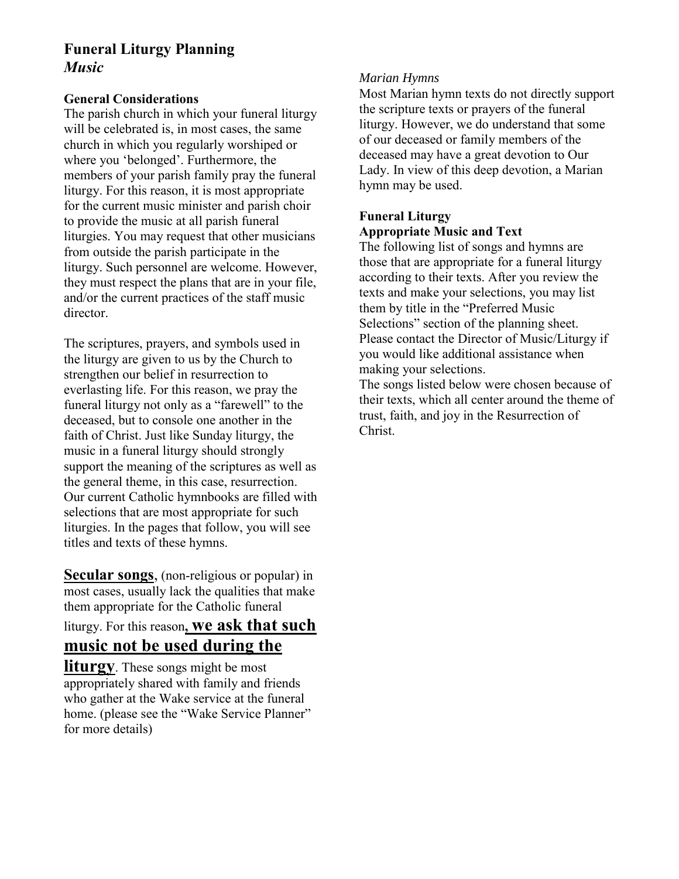# Funeral Liturgy Planning
## *Music*

### General Considerations

The parish church in which your funeral liturgy will be celebrated is, in most cases, the same church in which you regularly worshiped or where you 'belonged'. Furthermore, the members of your parish family pray the funeral liturgy. For this reason, it is most appropriate for the current music minister and parish choir to provide the music at all parish funeral liturgies. You may request that other musicians from outside the parish participate in the liturgy. Such personnel are welcome. However, they must respect the plans that are in your file, and/or the current practices of the staff music director.

The scriptures, prayers, and symbols used in the liturgy are given to us by the Church to strengthen our belief in resurrection to everlasting life. For this reason, we pray the funeral liturgy not only as a "farewell" to the deceased, but to console one another in the faith of Christ. Just like Sunday liturgy, the music in a funeral liturgy should strongly support the meaning of the scriptures as well as the general theme, in this case, resurrection. Our current Catholic hymnbooks are filled with selections that are most appropriate for such liturgies. In the pages that follow, you will see titles and texts of these hymns.

**Secular songs**, (non-religious or popular) in most cases, usually lack the qualities that make them appropriate for the Catholic funeral liturgy. For this reason**, we ask that such music not be used during the liturgy**. These songs might be most appropriately shared with family and friends who gather at the Wake service at the funeral home. (please see the "Wake Service Planner" for more details)

*Marian Hymns*

Most Marian hymn texts do not directly support the scripture texts or prayers of the funeral liturgy. However, we do understand that some of our deceased or family members of the deceased may have a great devotion to Our Lady. In view of this deep devotion, a Marian hymn may be used.

### Funeral Liturgy
### Appropriate Music and Text

The following list of songs and hymns are those that are appropriate for a funeral liturgy according to their texts. After you review the texts and make your selections, you may list them by title in the "Preferred Music Selections" section of the planning sheet. Please contact the Director of Music/Liturgy if you would like additional assistance when making your selections.

The songs listed below were chosen because of their texts, which all center around the theme of trust, faith, and joy in the Resurrection of Christ.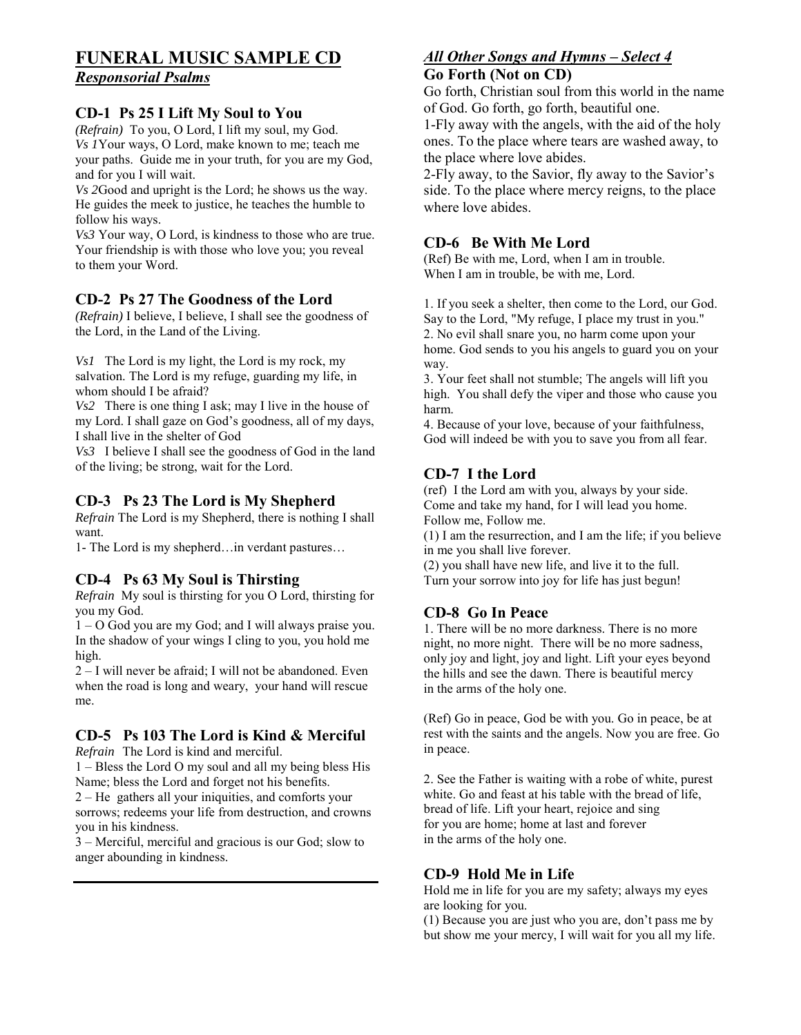# FUNERAL MUSIC SAMPLE CD

## *Responsorial Psalms*

### CD-1 Ps 25 I Lift My Soul to You

*(Refrain)* To you, O Lord, I lift my soul, my God.

*Vs 1*Your ways, O Lord, make known to me; teach me your paths. Guide me in your truth, for you are my God, and for you I will wait.

*Vs 2*Good and upright is the Lord; he shows us the way. He guides the meek to justice, he teaches the humble to follow his ways.

*Vs3* Your way, O Lord, is kindness to those who are true. Your friendship is with those who love you; you reveal to them your Word.

### CD-2 Ps 27 The Goodness of the Lord

*(Refrain)* I believe, I believe, I shall see the goodness of the Lord, in the Land of the Living.

*Vs1* The Lord is my light, the Lord is my rock, my salvation. The Lord is my refuge, guarding my life, in whom should I be afraid?

*Vs2* There is one thing I ask; may I live in the house of my Lord. I shall gaze on God's goodness, all of my days, I shall live in the shelter of God

*Vs3* I believe I shall see the goodness of God in the land of the living; be strong, wait for the Lord.

### CD-3 Ps 23 The Lord is My Shepherd

*Refrain* The Lord is my Shepherd, there is nothing I shall want.

1- The Lord is my shepherd…in verdant pastures…

### CD-4 Ps 63 My Soul is Thirsting

*Refrain* My soul is thirsting for you O Lord, thirsting for you my God.

1 – O God you are my God; and I will always praise you. In the shadow of your wings I cling to you, you hold me high.

2 – I will never be afraid; I will not be abandoned. Even when the road is long and weary, your hand will rescue me.

### CD-5 Ps 103 The Lord is Kind & Merciful

*Refrain* The Lord is kind and merciful.

1 – Bless the Lord O my soul and all my being bless His Name; bless the Lord and forget not his benefits.

2 – He gathers all your iniquities, and comforts your sorrows; redeems your life from destruction, and crowns you in his kindness.

3 – Merciful, merciful and gracious is our God; slow to anger abounding in kindness.

## *All Other Songs and Hymns – Select 4*

### Go Forth (Not on CD)

Go forth, Christian soul from this world in the name of God. Go forth, go forth, beautiful one.

1-Fly away with the angels, with the aid of the holy ones. To the place where tears are washed away, to the place where love abides.

2-Fly away, to the Savior, fly away to the Savior's side. To the place where mercy reigns, to the place where love abides.

### CD-6 Be With Me Lord

(Ref) Be with me, Lord, when I am in trouble. When I am in trouble, be with me, Lord.

1. If you seek a shelter, then come to the Lord, our God. Say to the Lord, "My refuge, I place my trust in you."
2. No evil shall snare you, no harm come upon your home. God sends to you his angels to guard you on your way.
3. Your feet shall not stumble; The angels will lift you high. You shall defy the viper and those who cause you harm.
4. Because of your love, because of your faithfulness, God will indeed be with you to save you from all fear.

### CD-7 I the Lord

(ref) I the Lord am with you, always by your side. Come and take my hand, for I will lead you home. Follow me, Follow me.

(1) I am the resurrection, and I am the life; if you believe in me you shall live forever.

(2) you shall have new life, and live it to the full. Turn your sorrow into joy for life has just begun!

### CD-8 Go In Peace

1. There will be no more darkness. There is no more night, no more night. There will be no more sadness, only joy and light, joy and light. Lift your eyes beyond the hills and see the dawn. There is beautiful mercy in the arms of the holy one.

(Ref) Go in peace, God be with you. Go in peace, be at rest with the saints and the angels. Now you are free. Go in peace.

2. See the Father is waiting with a robe of white, purest white. Go and feast at his table with the bread of life, bread of life. Lift your heart, rejoice and sing for you are home; home at last and forever in the arms of the holy one.

### CD-9 Hold Me in Life

Hold me in life for you are my safety; always my eyes are looking for you.

(1) Because you are just who you are, don't pass me by but show me your mercy, I will wait for you all my life.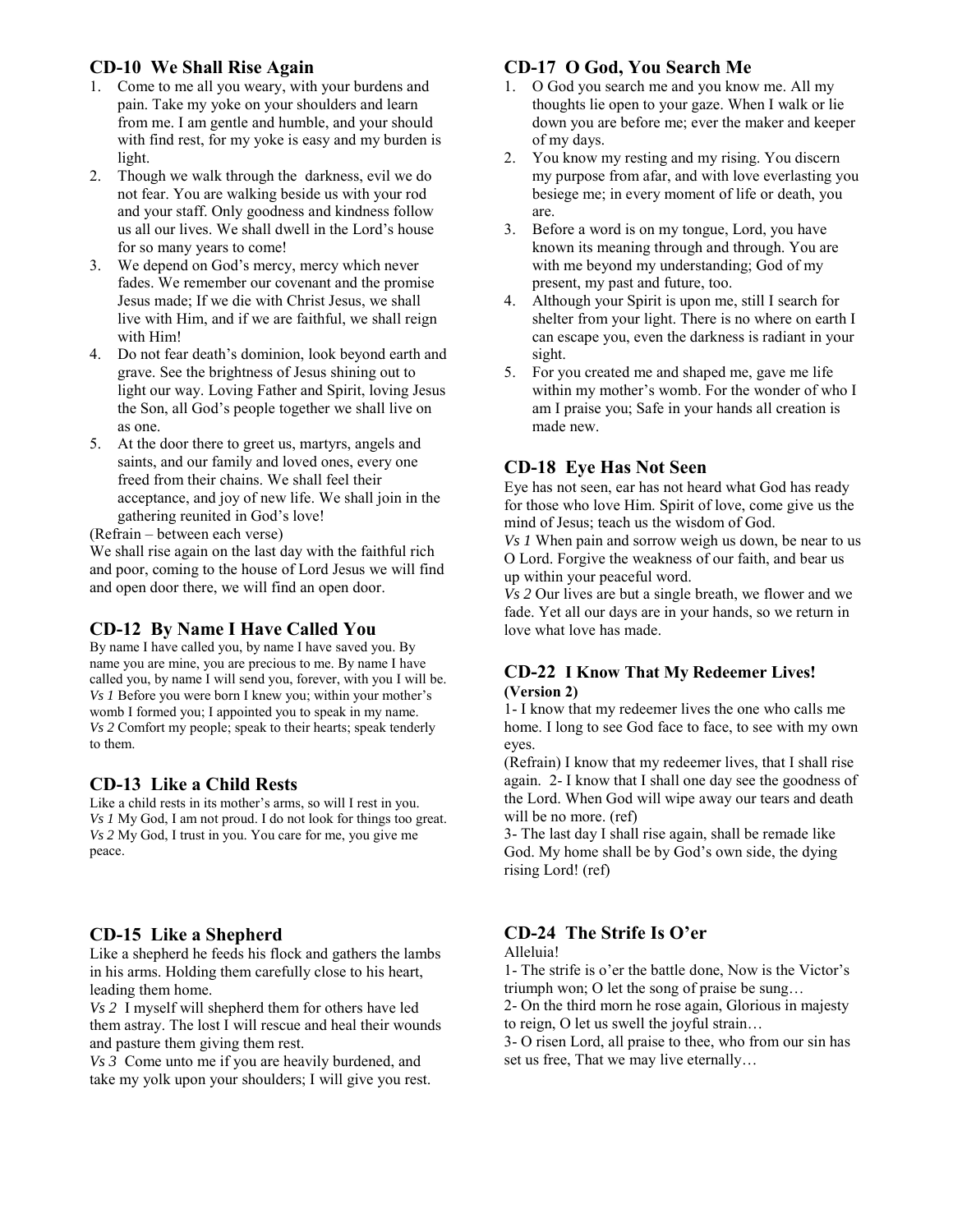## CD-10  We Shall Rise Again

1. Come to me all you weary, with your burdens and pain. Take my yoke on your shoulders and learn from me. I am gentle and humble, and your should with find rest, for my yoke is easy and my burden is light.
2. Though we walk through the  darkness, evil we do not fear. You are walking beside us with your rod and your staff. Only goodness and kindness follow us all our lives. We shall dwell in the Lord's house for so many years to come!
3. We depend on God's mercy, mercy which never fades. We remember our covenant and the promise Jesus made; If we die with Christ Jesus, we shall live with Him, and if we are faithful, we shall reign with Him!
4. Do not fear death's dominion, look beyond earth and grave. See the brightness of Jesus shining out to light our way. Loving Father and Spirit, loving Jesus the Son, all God's people together we shall live on as one.
5. At the door there to greet us, martyrs, angels and saints, and our family and loved ones, every one freed from their chains. We shall feel their acceptance, and joy of new life. We shall join in the gathering reunited in God's love!

(Refrain – between each verse)

We shall rise again on the last day with the faithful rich and poor, coming to the house of Lord Jesus we will find and open door there, we will find an open door.

## CD-12  By Name I Have Called You

By name I have called you, by name I have saved you. By name you are mine, you are precious to me. By name I have called you, by name I will send you, forever, with you I will be.

*Vs 1* Before you were born I knew you; within your mother's womb I formed you; I appointed you to speak in my name.

*Vs 2* Comfort my people; speak to their hearts; speak tenderly to them.

## CD-13  Like a Child Rests

Like a child rests in its mother's arms, so will I rest in you.

*Vs 1* My God, I am not proud. I do not look for things too great.

*Vs 2* My God, I trust in you. You care for me, you give me peace.

## CD-15  Like a Shepherd

Like a shepherd he feeds his flock and gathers the lambs in his arms. Holding them carefully close to his heart, leading them home.

*Vs 2*  I myself will shepherd them for others have led them astray. The lost I will rescue and heal their wounds and pasture them giving them rest.

*Vs 3*  Come unto me if you are heavily burdened, and take my yolk upon your shoulders; I will give you rest.

## CD-17  O God, You Search Me

1. O God you search me and you know me. All my thoughts lie open to your gaze. When I walk or lie down you are before me; ever the maker and keeper of my days.
2. You know my resting and my rising. You discern my purpose from afar, and with love everlasting you besiege me; in every moment of life or death, you are.
3. Before a word is on my tongue, Lord, you have known its meaning through and through. You are with me beyond my understanding; God of my present, my past and future, too.
4. Although your Spirit is upon me, still I search for shelter from your light. There is no where on earth I can escape you, even the darkness is radiant in your sight.
5. For you created me and shaped me, gave me life within my mother's womb. For the wonder of who I am I praise you; Safe in your hands all creation is made new.

## CD-18  Eye Has Not Seen

Eye has not seen, ear has not heard what God has ready for those who love Him. Spirit of love, come give us the mind of Jesus; teach us the wisdom of God.

*Vs 1* When pain and sorrow weigh us down, be near to us O Lord. Forgive the weakness of our faith, and bear us up within your peaceful word.

*Vs 2* Our lives are but a single breath, we flower and we fade. Yet all our days are in your hands, so we return in love what love has made.

## CD-22  I Know That My Redeemer Lives! (Version 2)

1- I know that my redeemer lives the one who calls me home. I long to see God face to face, to see with my own eyes.

(Refrain) I know that my redeemer lives, that I shall rise again.  2- I know that I shall one day see the goodness of the Lord. When God will wipe away our tears and death will be no more. (ref)

3- The last day I shall rise again, shall be remade like God. My home shall be by God's own side, the dying rising Lord! (ref)

## CD-24  The Strife Is O'er

Alleluia!

1- The strife is o'er the battle done, Now is the Victor's triumph won; O let the song of praise be sung…

2- On the third morn he rose again, Glorious in majesty to reign, O let us swell the joyful strain…

3- O risen Lord, all praise to thee, who from our sin has set us free, That we may live eternally…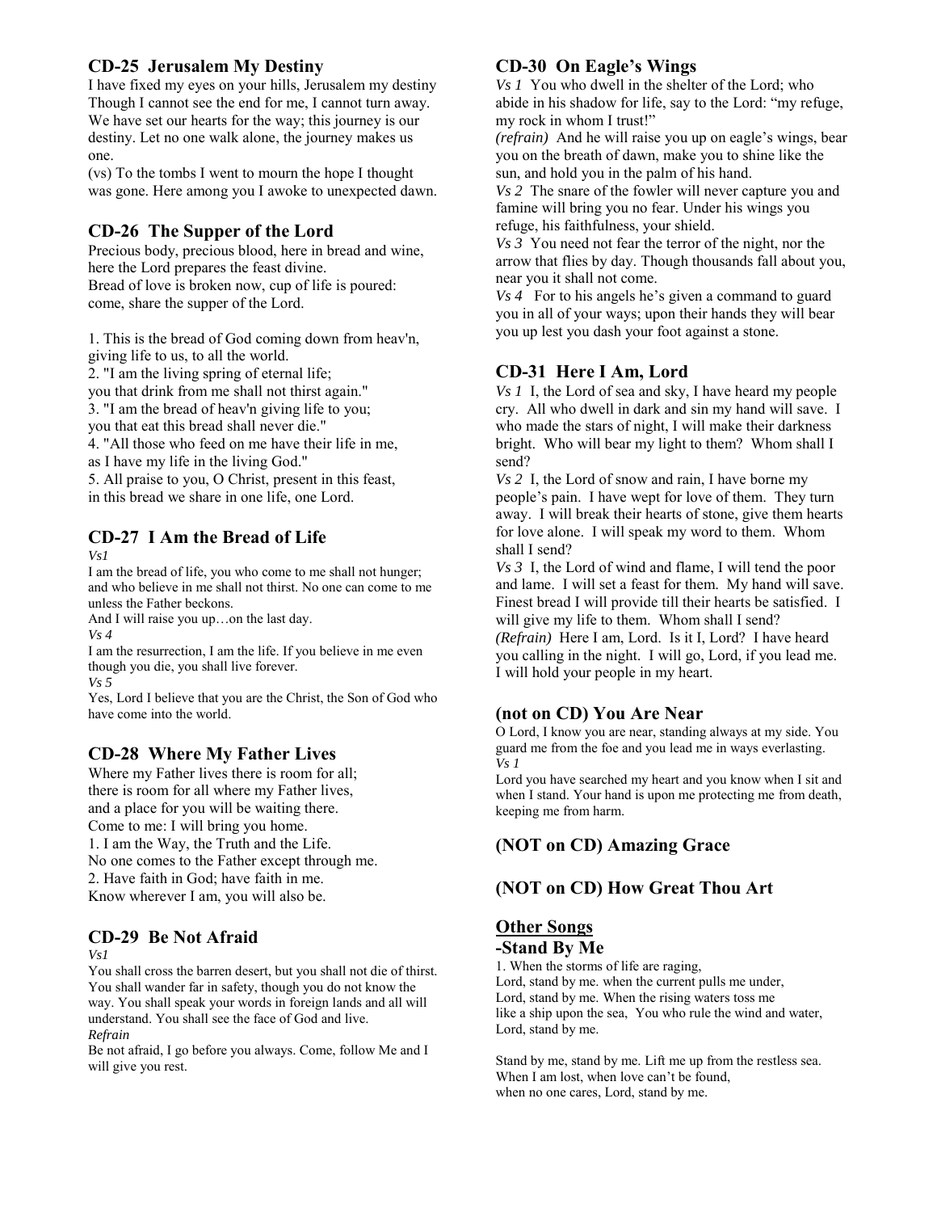### CD-25 Jerusalem My Destiny

I have fixed my eyes on your hills, Jerusalem my destiny Though I cannot see the end for me, I cannot turn away. We have set our hearts for the way; this journey is our destiny. Let no one walk alone, the journey makes us one.

(vs) To the tombs I went to mourn the hope I thought was gone. Here among you I awoke to unexpected dawn.

### CD-26 The Supper of the Lord

Precious body, precious blood, here in bread and wine,
here the Lord prepares the feast divine.
Bread of love is broken now, cup of life is poured:
come, share the supper of the Lord.

1. This is the bread of God coming down from heav'n,
giving life to us, to all the world.
2. "I am the living spring of eternal life;
you that drink from me shall not thirst again."
3. "I am the bread of heav'n giving life to you;
you that eat this bread shall never die."
4. "All those who feed on me have their life in me,
as I have my life in the living God."
5. All praise to you, O Christ, present in this feast,
in this bread we share in one life, one Lord.

### CD-27 I Am the Bread of Life

*Vs1*

I am the bread of life, you who come to me shall not hunger; and who believe in me shall not thirst. No one can come to me unless the Father beckons.
And I will raise you up…on the last day.

*Vs 4*

I am the resurrection, I am the life. If you believe in me even though you die, you shall live forever.

*Vs 5*

Yes, Lord I believe that you are the Christ, the Son of God who have come into the world.

### CD-28 Where My Father Lives

Where my Father lives there is room for all;
there is room for all where my Father lives,
and a place for you will be waiting there.
Come to me: I will bring you home.
1. I am the Way, the Truth and the Life.
No one comes to the Father except through me.
2. Have faith in God; have faith in me.
Know wherever I am, you will also be.

### CD-29 Be Not Afraid

*Vs1*

You shall cross the barren desert, but you shall not die of thirst. You shall wander far in safety, though you do not know the way. You shall speak your words in foreign lands and all will understand. You shall see the face of God and live.

*Refrain*

Be not afraid, I go before you always. Come, follow Me and I will give you rest.

### CD-30 On Eagle's Wings

*Vs 1* You who dwell in the shelter of the Lord; who abide in his shadow for life, say to the Lord: "my refuge, my rock in whom I trust!"

*(refrain)* And he will raise you up on eagle's wings, bear you on the breath of dawn, make you to shine like the sun, and hold you in the palm of his hand.

*Vs 2* The snare of the fowler will never capture you and famine will bring you no fear. Under his wings you refuge, his faithfulness, your shield.

*Vs 3* You need not fear the terror of the night, nor the arrow that flies by day. Though thousands fall about you, near you it shall not come.

*Vs 4* For to his angels he's given a command to guard you in all of your ways; upon their hands they will bear you up lest you dash your foot against a stone.

### CD-31 Here I Am, Lord

*Vs 1* I, the Lord of sea and sky, I have heard my people cry. All who dwell in dark and sin my hand will save. I who made the stars of night, I will make their darkness bright. Who will bear my light to them? Whom shall I send?

*Vs 2* I, the Lord of snow and rain, I have borne my people's pain. I have wept for love of them. They turn away. I will break their hearts of stone, give them hearts for love alone. I will speak my word to them. Whom shall I send?

*Vs 3* I, the Lord of wind and flame, I will tend the poor and lame. I will set a feast for them. My hand will save. Finest bread I will provide till their hearts be satisfied. I will give my life to them. Whom shall I send?

*(Refrain)* Here I am, Lord. Is it I, Lord? I have heard you calling in the night. I will go, Lord, if you lead me. I will hold your people in my heart.

### (not on CD) You Are Near

O Lord, I know you are near, standing always at my side. You guard me from the foe and you lead me in ways everlasting.

*Vs 1*

Lord you have searched my heart and you know when I sit and when I stand. Your hand is upon me protecting me from death, keeping me from harm.

### (NOT on CD) Amazing Grace

### (NOT on CD) How Great Thou Art

## Other Songs

### -Stand By Me

1. When the storms of life are raging,
Lord, stand by me. when the current pulls me under,
Lord, stand by me. When the rising waters toss me
like a ship upon the sea, You who rule the wind and water,
Lord, stand by me.

Stand by me, stand by me. Lift me up from the restless sea.
When I am lost, when love can't be found,
when no one cares, Lord, stand by me.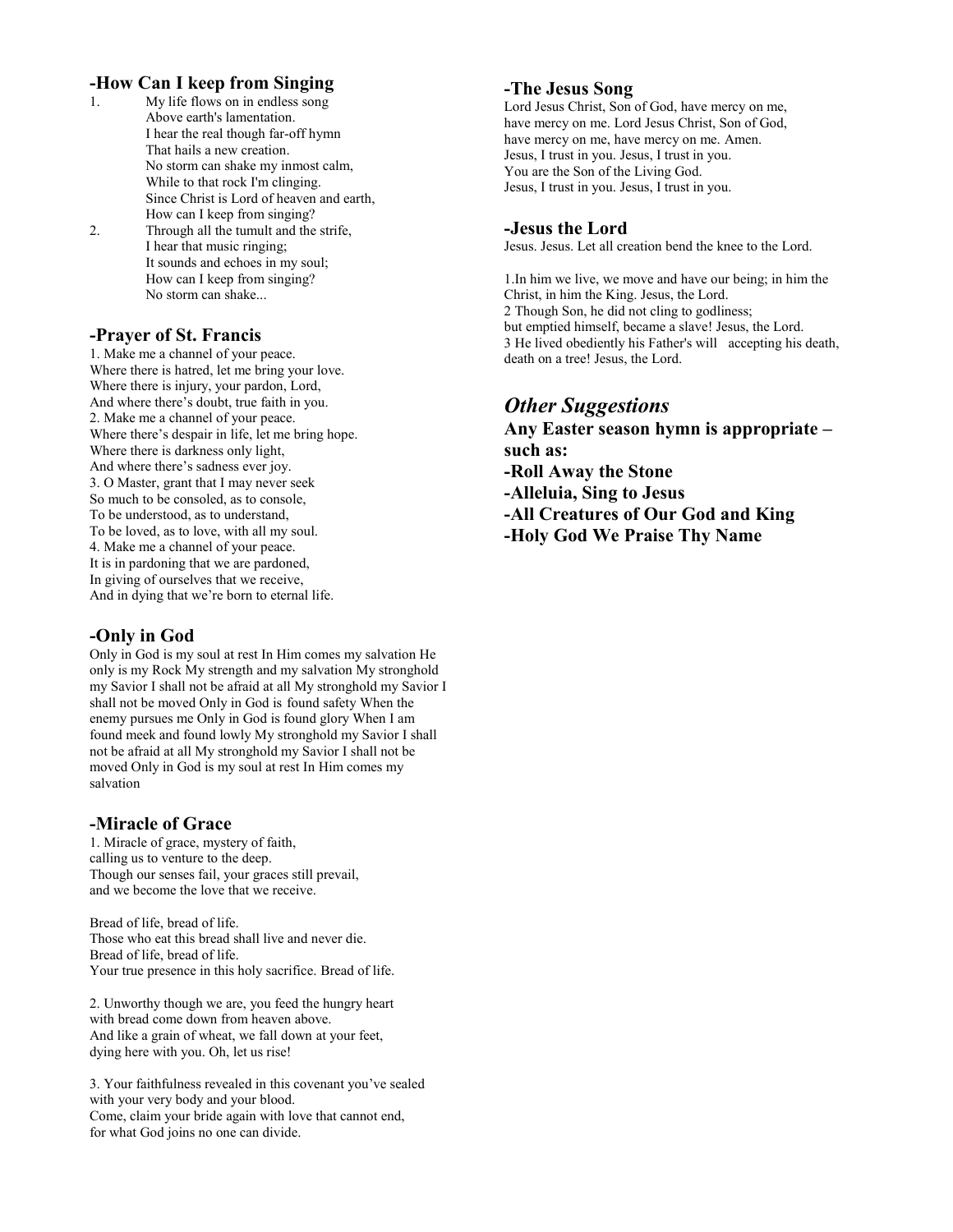## -How Can I keep from Singing

1. My life flows on in endless song
   Above earth's lamentation.
   I hear the real though far-off hymn
   That hails a new creation.
   No storm can shake my inmost calm,
   While to that rock I'm clinging.
   Since Christ is Lord of heaven and earth,
   How can I keep from singing?
2. Through all the tumult and the strife,
   I hear that music ringing;
   It sounds and echoes in my soul;
   How can I keep from singing?
   No storm can shake...

## -Prayer of St. Francis

1. Make me a channel of your peace.
Where there is hatred, let me bring your love.
Where there is injury, your pardon, Lord,
And where there's doubt, true faith in you.
2. Make me a channel of your peace.
Where there's despair in life, let me bring hope.
Where there is darkness only light,
And where there's sadness ever joy.
3. O Master, grant that I may never seek
So much to be consoled, as to console,
To be understood, as to understand,
To be loved, as to love, with all my soul.
4. Make me a channel of your peace.
It is in pardoning that we are pardoned,
In giving of ourselves that we receive,
And in dying that we're born to eternal life.

## -Only in God

Only in God is my soul at rest In Him comes my salvation He only is my Rock My strength and my salvation My stronghold my Savior I shall not be afraid at all My stronghold my Savior I shall not be moved Only in God is found safety When the enemy pursues me Only in God is found glory When I am found meek and found lowly My stronghold my Savior I shall not be afraid at all My stronghold my Savior I shall not be moved Only in God is my soul at rest In Him comes my salvation

## -Miracle of Grace

1. Miracle of grace, mystery of faith,
calling us to venture to the deep.
Though our senses fail, your graces still prevail,
and we become the love that we receive.

Bread of life, bread of life.
Those who eat this bread shall live and never die.
Bread of life, bread of life.
Your true presence in this holy sacrifice. Bread of life.

2. Unworthy though we are, you feed the hungry heart
with bread come down from heaven above.
And like a grain of wheat, we fall down at your feet,
dying here with you. Oh, let us rise!

3. Your faithfulness revealed in this covenant you've sealed
with your very body and your blood.
Come, claim your bride again with love that cannot end,
for what God joins no one can divide.

## -The Jesus Song

Lord Jesus Christ, Son of God, have mercy on me,
have mercy on me. Lord Jesus Christ, Son of God,
have mercy on me, have mercy on me. Amen.
Jesus, I trust in you. Jesus, I trust in you.
You are the Son of the Living God.
Jesus, I trust in you. Jesus, I trust in you.

## -Jesus the Lord

Jesus. Jesus. Let all creation bend the knee to the Lord.

1.In him we live, we move and have our being; in him the Christ, in him the King. Jesus, the Lord.
2 Though Son, he did not cling to godliness;
but emptied himself, became a slave! Jesus, the Lord.
3 He lived obediently his Father's will accepting his death, death on a tree! Jesus, the Lord.

## *Other Suggestions*

**Any Easter season hymn is appropriate – such as:**
**-Roll Away the Stone**
**-Alleluia, Sing to Jesus**
**-All Creatures of Our God and King**
**-Holy God We Praise Thy Name**